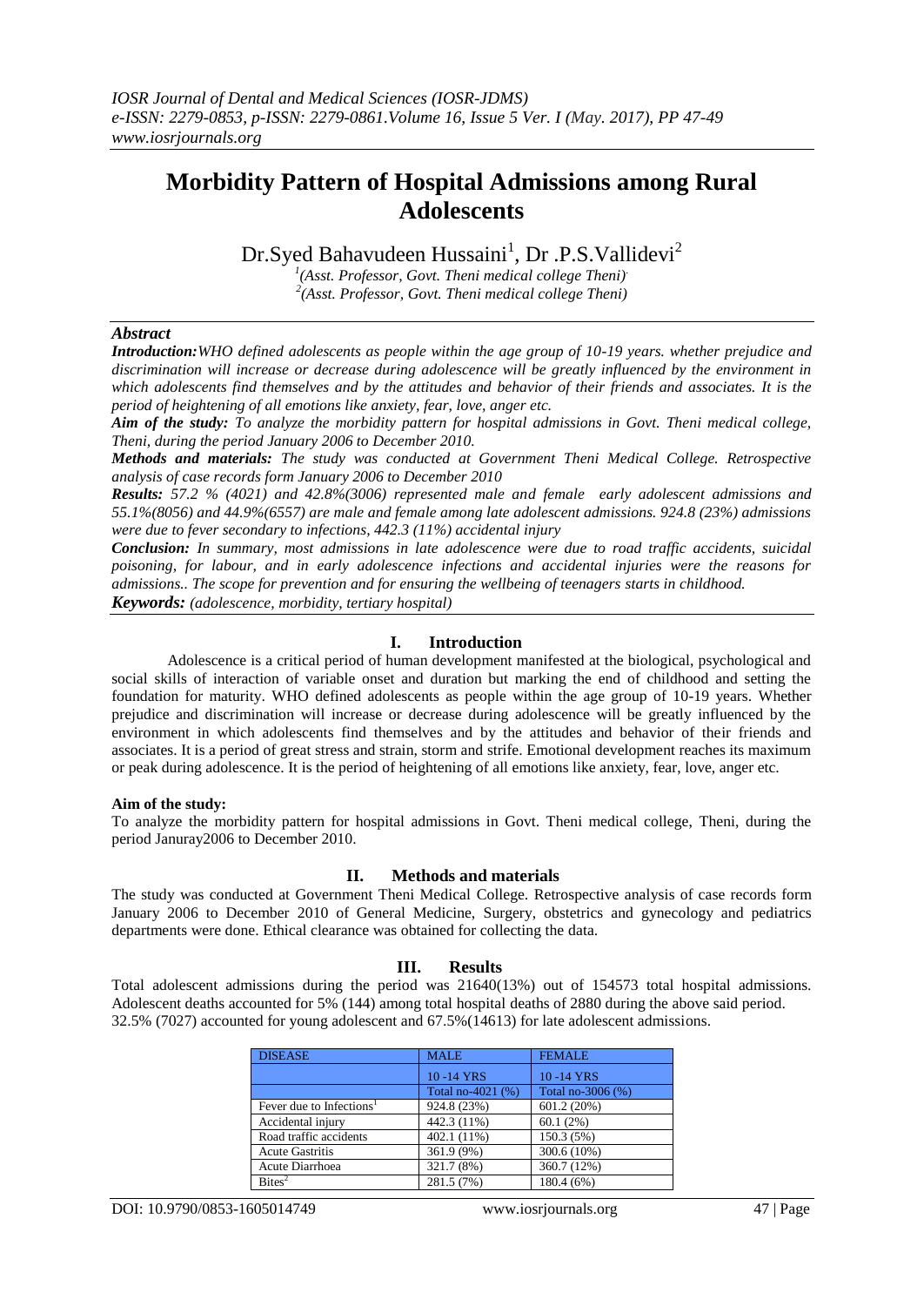# Morbidity Pattern of Hospital Admissions among Rural Adolescents

Dr.Syed Bahavudeen Hussaini[1], Dr .P.S.Vallidevi[2]

[1](Asst. Professor, Govt. Theni medical college Theni)

[2](Asst. Professor, Govt. Theni medical college Theni)

***Abstract***

***Introduction:*** *WHO defined adolescents as people within the age group of 10-19 years. whether prejudice and discrimination will increase or decrease during adolescence will be greatly influenced by the environment in which adolescents find themselves and by the attitudes and behavior of their friends and associates. It is the period of heightening of all emotions like anxiety, fear, love, anger etc.*

***Aim of the study:*** *To analyze the morbidity pattern for hospital admissions in Govt. Theni medical college, Theni, during the period January 2006 to December 2010.*

***Methods and materials:*** *The study was conducted at Government Theni Medical College. Retrospective analysis of case records form January 2006 to December 2010*

***Results:*** *57.2 % (4021) and 42.8%(3006) represented male and female early adolescent admissions and 55.1%(8056) and 44.9%(6557) are male and female among late adolescent admissions. 924.8 (23%) admissions were due to fever secondary to infections, 442.3 (11%) accidental injury*

***Conclusion:*** *In summary, most admissions in late adolescence were due to road traffic accidents, suicidal poisoning, for labour, and in early adolescence infections and accidental injuries were the reasons for admissions.. The scope for prevention and for ensuring the wellbeing of teenagers starts in childhood.*

***Keywords:*** *(adolescence, morbidity, tertiary hospital)*

## I. Introduction

Adolescence is a critical period of human development manifested at the biological, psychological and social skills of interaction of variable onset and duration but marking the end of childhood and setting the foundation for maturity. WHO defined adolescents as people within the age group of 10-19 years. Whether prejudice and discrimination will increase or decrease during adolescence will be greatly influenced by the environment in which adolescents find themselves and by the attitudes and behavior of their friends and associates. It is a period of great stress and strain, storm and strife. Emotional development reaches its maximum or peak during adolescence. It is the period of heightening of all emotions like anxiety, fear, love, anger etc.

**Aim of the study:**

To analyze the morbidity pattern for hospital admissions in Govt. Theni medical college, Theni, during the period Januray2006 to December 2010.

## II. Methods and materials

The study was conducted at Government Theni Medical College. Retrospective analysis of case records form January 2006 to December 2010 of General Medicine, Surgery, obstetrics and gynecology and pediatrics departments were done. Ethical clearance was obtained for collecting the data.

## III. Results

Total adolescent admissions during the period was 21640(13%) out of 154573 total hospital admissions. Adolescent deaths accounted for 5% (144) among total hospital deaths of 2880 during the above said period. 32.5% (7027) accounted for young adolescent and 67.5%(14613) for late adolescent admissions.

| DISEASE | MALE | FEMALE |
|---|---|---|
| | 10 -14 YRS | 10 -14 YRS |
| | Total no-4021 (%) | Total no-3006 (%) |
| Fever due to Infections[1] | 924.8 (23%) | 601.2 (20%) |
| Accidental injury | 442.3 (11%) | 60.1 (2%) |
| Road traffic accidents | 402.1 (11%) | 150.3 (5%) |
| Acute Gastritis | 361.9 (9%) | 300.6 (10%) |
| Acute Diarrhoea | 321.7 (8%) | 360.7 (12%) |
| Bites[2] | 281.5 (7%) | 180.4 (6%) |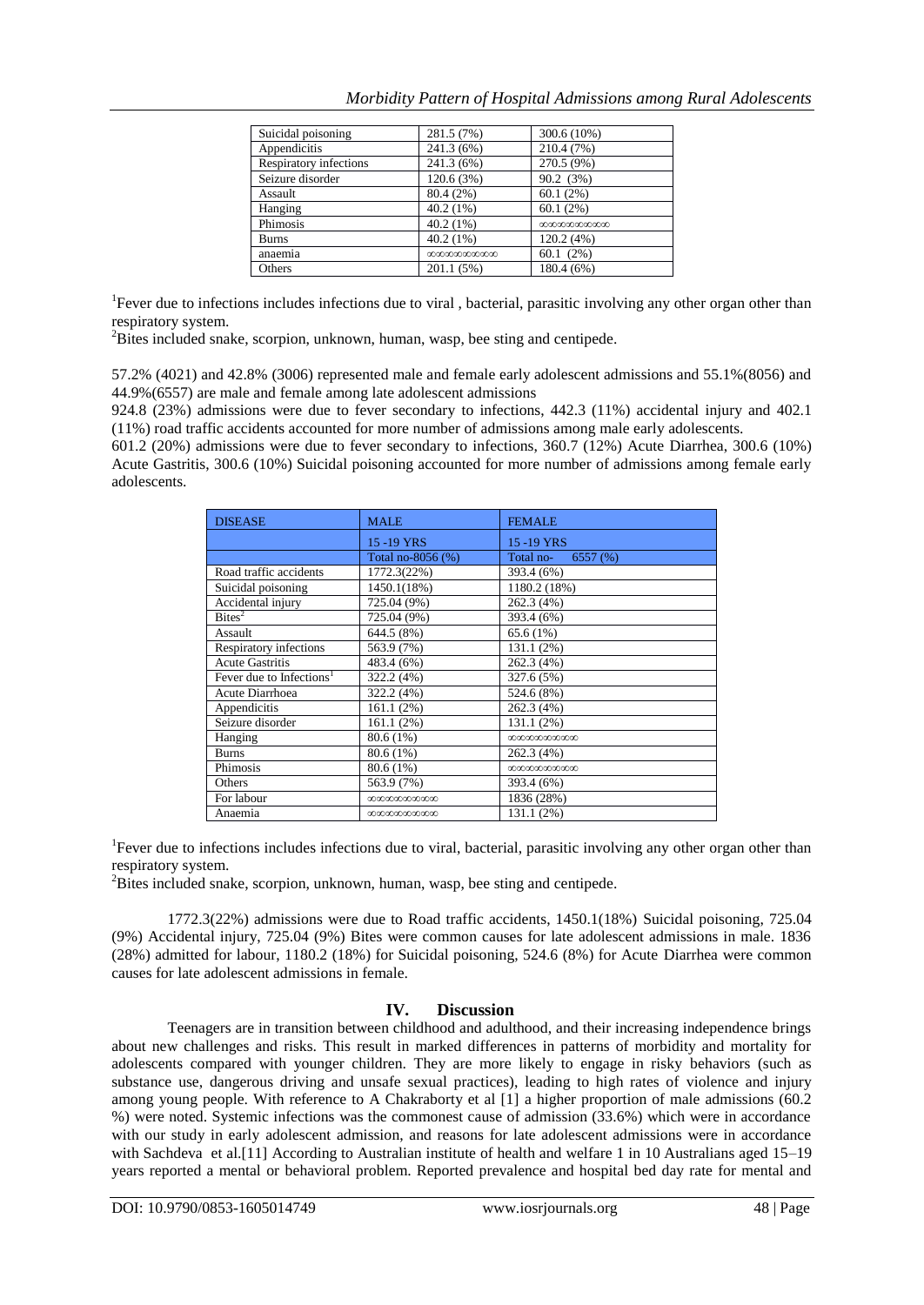| Suicidal poisoning | 281.5 (7%) | 300.6 (10%) |
|---|---|---|
| Appendicitis | 241.3 (6%) | 210.4 (7%) |
| Respiratory infections | 241.3 (6%) | 270.5 (9%) |
| Seizure disorder | 120.6 (3%) | 90.2 (3%) |
| Assault | 80.4 (2%) | 60.1 (2%) |
| Hanging | 40.2 (1%) | 60.1 (2%) |
| Phimosis | 40.2 (1%) | ∞∞∞∞∞∞∞∞∞∞ |
| Burns | 40.2 (1%) | 120.2 (4%) |
| anaemia | ∞∞∞∞∞∞∞∞∞∞ | 60.1 (2%) |
| Others | 201.1 (5%) | 180.4 (6%) |

[1]Fever due to infections includes infections due to viral , bacterial, parasitic involving any other organ other than respiratory system.

[2]Bites included snake, scorpion, unknown, human, wasp, bee sting and centipede.

57.2% (4021) and 42.8% (3006) represented male and female early adolescent admissions and 55.1%(8056) and 44.9%(6557) are male and female among late adolescent admissions

924.8 (23%) admissions were due to fever secondary to infections, 442.3 (11%) accidental injury and 402.1 (11%) road traffic accidents accounted for more number of admissions among male early adolescents.

601.2 (20%) admissions were due to fever secondary to infections, 360.7 (12%) Acute Diarrhea, 300.6 (10%) Acute Gastritis, 300.6 (10%) Suicidal poisoning accounted for more number of admissions among female early adolescents.

| DISEASE | MALE | FEMALE |
|---|---|---|
| | 15 -19 YRS | 15 -19 YRS |
| | Total no-8056 (%) | Total no- 6557 (%) |
| Road traffic accidents | 1772.3(22%) | 393.4 (6%) |
| Suicidal poisoning | 1450.1(18%) | 1180.2 (18%) |
| Accidental injury | 725.04 (9%) | 262.3 (4%) |
| Bites[2] | 725.04 (9%) | 393.4 (6%) |
| Assault | 644.5 (8%) | 65.6 (1%) |
| Respiratory infections | 563.9 (7%) | 131.1 (2%) |
| Acute Gastritis | 483.4 (6%) | 262.3 (4%) |
| Fever due to Infections[1] | 322.2 (4%) | 327.6 (5%) |
| Acute Diarrhoea | 322.2 (4%) | 524.6 (8%) |
| Appendicitis | 161.1 (2%) | 262.3 (4%) |
| Seizure disorder | 161.1 (2%) | 131.1 (2%) |
| Hanging | 80.6 (1%) | ∞∞∞∞∞∞∞∞∞∞ |
| Burns | 80.6 (1%) | 262.3 (4%) |
| Phimosis | 80.6 (1%) | ∞∞∞∞∞∞∞∞∞∞ |
| Others | 563.9 (7%) | 393.4 (6%) |
| For labour | ∞∞∞∞∞∞∞∞∞∞ | 1836 (28%) |
| Anaemia | ∞∞∞∞∞∞∞∞∞∞ | 131.1 (2%) |

[1]Fever due to infections includes infections due to viral, bacterial, parasitic involving any other organ other than respiratory system.

[2]Bites included snake, scorpion, unknown, human, wasp, bee sting and centipede.

1772.3(22%) admissions were due to Road traffic accidents, 1450.1(18%) Suicidal poisoning, 725.04 (9%) Accidental injury, 725.04 (9%) Bites were common causes for late adolescent admissions in male. 1836 (28%) admitted for labour, 1180.2 (18%) for Suicidal poisoning, 524.6 (8%) for Acute Diarrhea were common causes for late adolescent admissions in female.

## IV. Discussion

Teenagers are in transition between childhood and adulthood, and their increasing independence brings about new challenges and risks. This result in marked differences in patterns of morbidity and mortality for adolescents compared with younger children. They are more likely to engage in risky behaviors (such as substance use, dangerous driving and unsafe sexual practices), leading to high rates of violence and injury among young people. With reference to A Chakraborty et al [1] a higher proportion of male admissions (60.2 %) were noted. Systemic infections was the commonest cause of admission (33.6%) which were in accordance with our study in early adolescent admission, and reasons for late adolescent admissions were in accordance with Sachdeva et al.[11] According to Australian institute of health and welfare 1 in 10 Australians aged 15–19 years reported a mental or behavioral problem. Reported prevalence and hospital bed day rate for mental and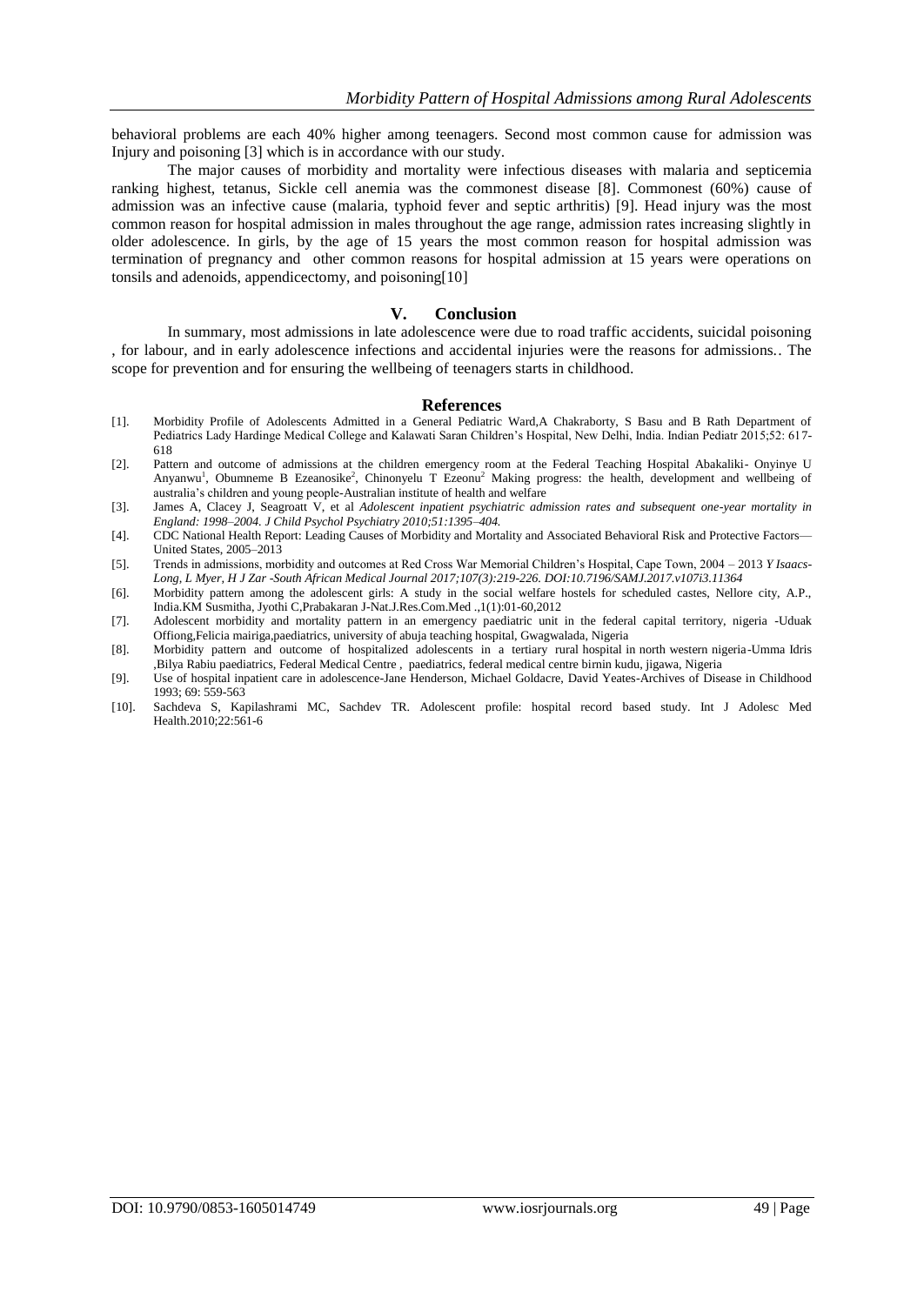behavioral problems are each 40% higher among teenagers. Second most common cause for admission was Injury and poisoning [3] which is in accordance with our study.

The major causes of morbidity and mortality were infectious diseases with malaria and septicemia ranking highest, tetanus, Sickle cell anemia was the commonest disease [8]. Commonest (60%) cause of admission was an infective cause (malaria, typhoid fever and septic arthritis) [9]. Head injury was the most common reason for hospital admission in males throughout the age range, admission rates increasing slightly in older adolescence. In girls, by the age of 15 years the most common reason for hospital admission was termination of pregnancy and other common reasons for hospital admission at 15 years were operations on tonsils and adenoids, appendicectomy, and poisoning[10]

## V. Conclusion

In summary, most admissions in late adolescence were due to road traffic accidents, suicidal poisoning , for labour, and in early adolescence infections and accidental injuries were the reasons for admissions.. The scope for prevention and for ensuring the wellbeing of teenagers starts in childhood.

## References

[1]. Morbidity Profile of Adolescents Admitted in a General Pediatric Ward,A Chakraborty, S Basu and B Rath Department of Pediatrics Lady Hardinge Medical College and Kalawati Saran Children's Hospital, New Delhi, India. Indian Pediatr 2015;52: 617-618

[2]. Pattern and outcome of admissions at the children emergency room at the Federal Teaching Hospital Abakaliki- Onyinye U Anyanwu[1], Obumneme B Ezeanosike[2], Chinonyelu T Ezeonu[2] Making progress: the health, development and wellbeing of australia's children and young people-Australian institute of health and welfare

[3]. James A, Clacey J, Seagroatt V, et al *Adolescent inpatient psychiatric admission rates and subsequent one-year mortality in England: 1998–2004. J Child Psychol Psychiatry 2010;51:1395–404.*

[4]. CDC National Health Report: Leading Causes of Morbidity and Mortality and Associated Behavioral Risk and Protective Factors—United States, 2005–2013

[5]. Trends in admissions, morbidity and outcomes at Red Cross War Memorial Children's Hospital, Cape Town, 2004 – 2013 *Y Isaacs-Long, L Myer, H J Zar -South African Medical Journal 2017;107(3):219-226. DOI:10.7196/SAMJ.2017.v107i3.11364*

[6]. Morbidity pattern among the adolescent girls: A study in the social welfare hostels for scheduled castes, Nellore city, A.P., India.KM Susmitha, Jyothi C,Prabakaran J-Nat.J.Res.Com.Med .,1(1):01-60,2012

[7]. Adolescent morbidity and mortality pattern in an emergency paediatric unit in the federal capital territory, nigeria -Uduak Offiong,Felicia mairiga,paediatrics, university of abuja teaching hospital, Gwagwalada, Nigeria

[8]. Morbidity pattern and outcome of hospitalized adolescents in a tertiary rural hospital in north western nigeria-Umma Idris ,Bilya Rabiu paediatrics, Federal Medical Centre , paediatrics, federal medical centre birnin kudu, jigawa, Nigeria

[9]. Use of hospital inpatient care in adolescence-Jane Henderson, Michael Goldacre, David Yeates-Archives of Disease in Childhood 1993; 69: 559-563

[10]. Sachdeva S, Kapilashrami MC, Sachdev TR. Adolescent profile: hospital record based study. Int J Adolesc Med Health.2010;22:561-6